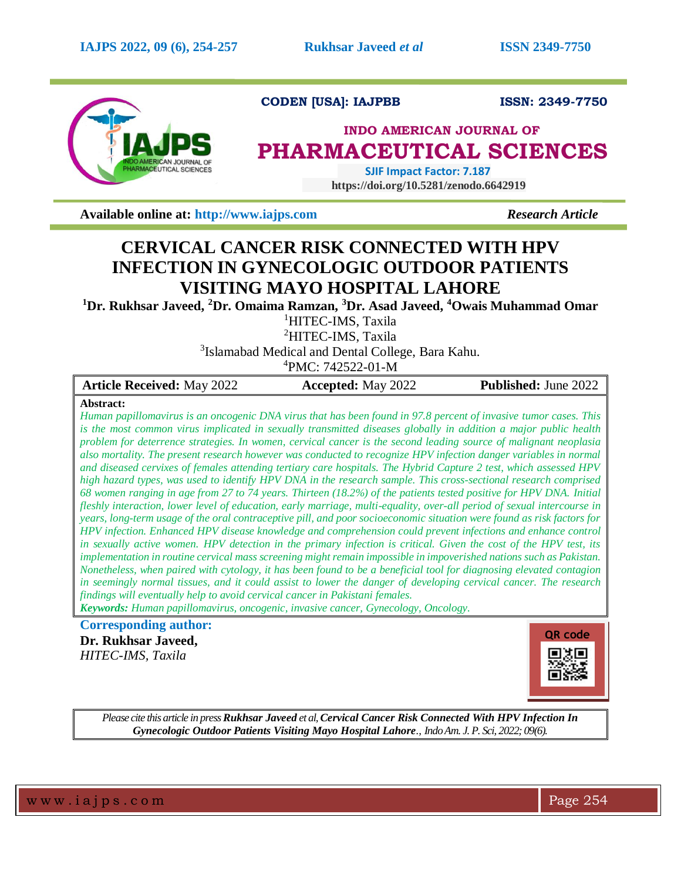CODEN [USA]: IAJPBB ISSN: 2349-7750

**INDO AMERICAN JOURNAL OF PHARMACEUTICAL SCIENCES**

SJIF Impact Factor: 7.187

https://doi.org/10.5281/zenodo.6642919

**Available online at:** http://www.iajps.com *Research Article*

# CERVICAL CANCER RISK CONNECTED WITH HPV INFECTION IN GYNECOLOGIC OUTDOOR PATIENTS VISITING MAYO HOSPITAL LAHORE

**[1]Dr. Rukhsar Javeed, [2]Dr. Omaima Ramzan, [3]Dr. Asad Javeed, [4]Owais Muhammad Omar**

[1]HITEC-IMS, Taxila

[2]HITEC-IMS, Taxila

[3]Islamabad Medical and Dental College, Bara Kahu.

[4]PMC: 742522-01-M

| **Article Received:** May 2022 | **Accepted:** May 2022 | **Published:** June 2022 |
|---|---|---|

**Abstract:**

*Human papillomavirus is an oncogenic DNA virus that has been found in 97.8 percent of invasive tumor cases. This is the most common virus implicated in sexually transmitted diseases globally in addition a major public health problem for deterrence strategies. In women, cervical cancer is the second leading source of malignant neoplasia also mortality. The present research however was conducted to recognize HPV infection danger variables in normal and diseased cervixes of females attending tertiary care hospitals. The Hybrid Capture 2 test, which assessed HPV high hazard types, was used to identify HPV DNA in the research sample. This cross-sectional research comprised 68 women ranging in age from 27 to 74 years. Thirteen (18.2%) of the patients tested positive for HPV DNA. Initial fleshly interaction, lower level of education, early marriage, multi-equality, over-all period of sexual intercourse in years, long-term usage of the oral contraceptive pill, and poor socioeconomic situation were found as risk factors for HPV infection. Enhanced HPV disease knowledge and comprehension could prevent infections and enhance control in sexually active women. HPV detection in the primary infection is critical. Given the cost of the HPV test, its implementation in routine cervical mass screening might remain impossible in impoverished nations such as Pakistan. Nonetheless, when paired with cytology, it has been found to be a beneficial tool for diagnosing elevated contagion in seemingly normal tissues, and it could assist to lower the danger of developing cervical cancer. The research findings will eventually help to avoid cervical cancer in Pakistani females.*

***Keywords:*** *Human papillomavirus, oncogenic, invasive cancer, Gynecology, Oncology.*

**Corresponding author:**

**Dr. Rukhsar Javeed,**

*HITEC-IMS, Taxila*

*Please cite this article in press* ***Rukhsar Javeed*** *et al,* ***Cervical Cancer Risk Connected With HPV Infection In Gynecologic Outdoor Patients Visiting Mayo Hospital Lahore****., Indo Am. J. P. Sci, 2022; 09(6).*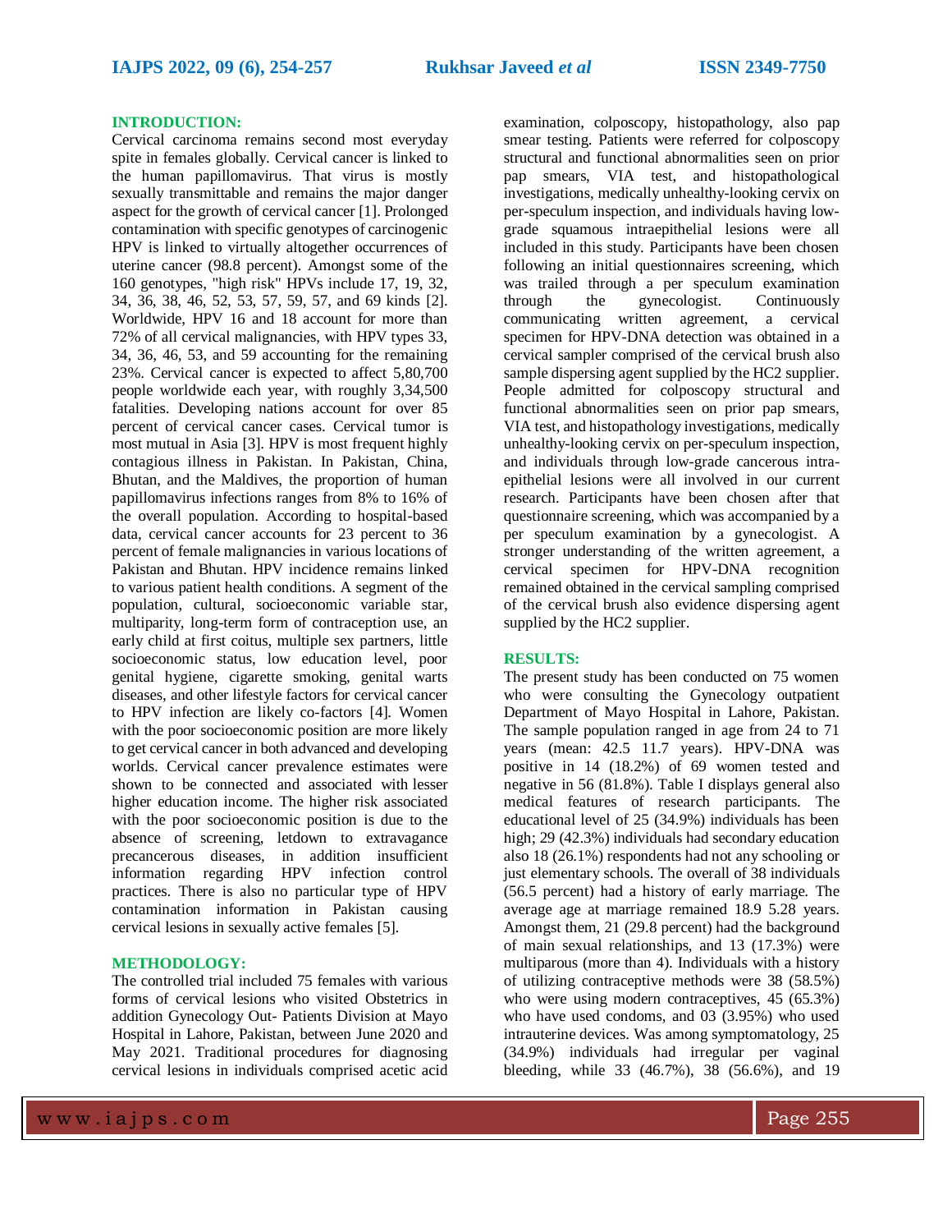## INTRODUCTION:

Cervical carcinoma remains second most everyday spite in females globally. Cervical cancer is linked to the human papillomavirus. That virus is mostly sexually transmittable and remains the major danger aspect for the growth of cervical cancer [1]. Prolonged contamination with specific genotypes of carcinogenic HPV is linked to virtually altogether occurrences of uterine cancer (98.8 percent). Amongst some of the 160 genotypes, "high risk" HPVs include 17, 19, 32, 34, 36, 38, 46, 52, 53, 57, 59, 57, and 69 kinds [2]. Worldwide, HPV 16 and 18 account for more than 72% of all cervical malignancies, with HPV types 33, 34, 36, 46, 53, and 59 accounting for the remaining 23%. Cervical cancer is expected to affect 5,80,700 people worldwide each year, with roughly 3,34,500 fatalities. Developing nations account for over 85 percent of cervical cancer cases. Cervical tumor is most mutual in Asia [3]. HPV is most frequent highly contagious illness in Pakistan. In Pakistan, China, Bhutan, and the Maldives, the proportion of human papillomavirus infections ranges from 8% to 16% of the overall population. According to hospital-based data, cervical cancer accounts for 23 percent to 36 percent of female malignancies in various locations of Pakistan and Bhutan. HPV incidence remains linked to various patient health conditions. A segment of the population, cultural, socioeconomic variable star, multiparity, long-term form of contraception use, an early child at first coitus, multiple sex partners, little socioeconomic status, low education level, poor genital hygiene, cigarette smoking, genital warts diseases, and other lifestyle factors for cervical cancer to HPV infection are likely co-factors [4]. Women with the poor socioeconomic position are more likely to get cervical cancer in both advanced and developing worlds. Cervical cancer prevalence estimates were shown to be connected and associated with lesser higher education income. The higher risk associated with the poor socioeconomic position is due to the absence of screening, letdown to extravagance precancerous diseases, in addition insufficient information regarding HPV infection control practices. There is also no particular type of HPV contamination information in Pakistan causing cervical lesions in sexually active females [5].

## METHODOLOGY:

The controlled trial included 75 females with various forms of cervical lesions who visited Obstetrics in addition Gynecology Out- Patients Division at Mayo Hospital in Lahore, Pakistan, between June 2020 and May 2021. Traditional procedures for diagnosing cervical lesions in individuals comprised acetic acid examination, colposcopy, histopathology, also pap smear testing. Patients were referred for colposcopy structural and functional abnormalities seen on prior pap smears, VIA test, and histopathological investigations, medically unhealthy-looking cervix on per-speculum inspection, and individuals having low-grade squamous intraepithelial lesions were all included in this study. Participants have been chosen following an initial questionnaires screening, which was trailed through a per speculum examination through the gynecologist. Continuously communicating written agreement, a cervical specimen for HPV-DNA detection was obtained in a cervical sampler comprised of the cervical brush also sample dispersing agent supplied by the HC2 supplier. People admitted for colposcopy structural and functional abnormalities seen on prior pap smears, VIA test, and histopathology investigations, medically unhealthy-looking cervix on per-speculum inspection, and individuals through low-grade cancerous intra-epithelial lesions were all involved in our current research. Participants have been chosen after that questionnaire screening, which was accompanied by a per speculum examination by a gynecologist. A stronger understanding of the written agreement, a cervical specimen for HPV-DNA recognition remained obtained in the cervical sampling comprised of the cervical brush also evidence dispersing agent supplied by the HC2 supplier.

## RESULTS:

The present study has been conducted on 75 women who were consulting the Gynecology outpatient Department of Mayo Hospital in Lahore, Pakistan. The sample population ranged in age from 24 to 71 years (mean: 42.5 11.7 years). HPV-DNA was positive in 14 (18.2%) of 69 women tested and negative in 56 (81.8%). Table I displays general also medical features of research participants. The educational level of 25 (34.9%) individuals has been high; 29 (42.3%) individuals had secondary education also 18 (26.1%) respondents had not any schooling or just elementary schools. The overall of 38 individuals (56.5 percent) had a history of early marriage. The average age at marriage remained 18.9 5.28 years. Amongst them, 21 (29.8 percent) had the background of main sexual relationships, and 13 (17.3%) were multiparous (more than 4). Individuals with a history of utilizing contraceptive methods were 38 (58.5%) who were using modern contraceptives, 45 (65.3%) who have used condoms, and 03 (3.95%) who used intrauterine devices. Was among symptomatology, 25 (34.9%) individuals had irregular per vaginal bleeding, while 33 (46.7%), 38 (56.6%), and 19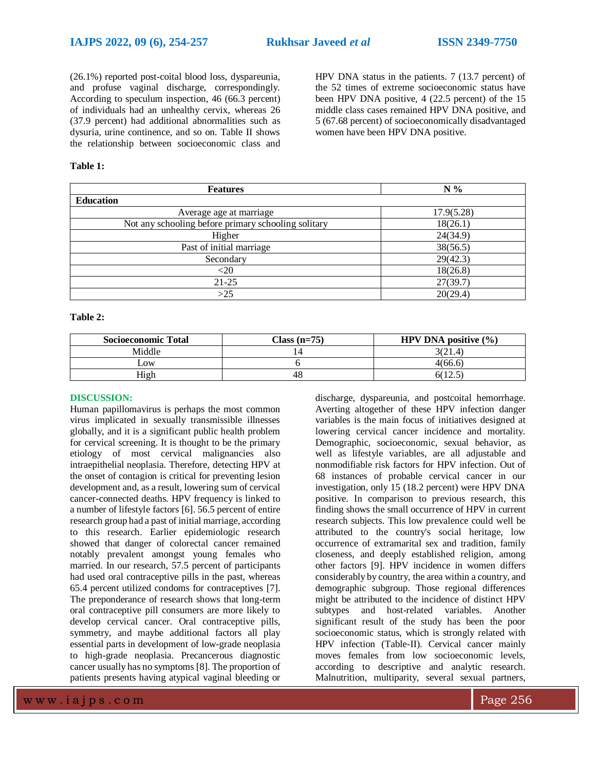(26.1%) reported post-coital blood loss, dyspareunia, and profuse vaginal discharge, correspondingly. According to speculum inspection, 46 (66.3 percent) of individuals had an unhealthy cervix, whereas 26 (37.9 percent) had additional abnormalities such as dysuria, urine continence, and so on. Table II shows the relationship between socioeconomic class and HPV DNA status in the patients. 7 (13.7 percent) of the 52 times of extreme socioeconomic status have been HPV DNA positive, 4 (22.5 percent) of the 15 middle class cases remained HPV DNA positive, and 5 (67.68 percent) of socioeconomically disadvantaged women have been HPV DNA positive.

**Table 1:**

| Features | N % |
|---|---|
| **Education** | |
| Average age at marriage | 17.9(5.28) |
| Not any schooling before primary schooling solitary | 18(26.1) |
| Higher | 24(34.9) |
| Past of initial marriage | 38(56.5) |
| Secondary | 29(42.3) |
| <20 | 18(26.8) |
| 21-25 | 27(39.7) |
| >25 | 20(29.4) |

**Table 2:**

| Socioeconomic Total | Class (n=75) | HPV DNA positive (%) |
|---|---|---|
| Middle | 14 | 3(21.4) |
| Low | 6 | 4(66.6) |
| High | 48 | 6(12.5) |

## DISCUSSION:

Human papillomavirus is perhaps the most common virus implicated in sexually transmissible illnesses globally, and it is a significant public health problem for cervical screening. It is thought to be the primary etiology of most cervical malignancies also intraepithelial neoplasia. Therefore, detecting HPV at the onset of contagion is critical for preventing lesion development and, as a result, lowering sum of cervical cancer-connected deaths. HPV frequency is linked to a number of lifestyle factors [6]. 56.5 percent of entire research group had a past of initial marriage, according to this research. Earlier epidemiologic research showed that danger of colorectal cancer remained notably prevalent amongst young females who married. In our research, 57.5 percent of participants had used oral contraceptive pills in the past, whereas 65.4 percent utilized condoms for contraceptives [7]. The preponderance of research shows that long-term oral contraceptive pill consumers are more likely to develop cervical cancer. Oral contraceptive pills, symmetry, and maybe additional factors all play essential parts in development of low-grade neoplasia to high-grade neoplasia. Precancerous diagnostic cancer usually has no symptoms [8]. The proportion of patients presents having atypical vaginal bleeding or discharge, dyspareunia, and postcoital hemorrhage. Averting altogether of these HPV infection danger variables is the main focus of initiatives designed at lowering cervical cancer incidence and mortality. Demographic, socioeconomic, sexual behavior, as well as lifestyle variables, are all adjustable and nonmodifiable risk factors for HPV infection. Out of 68 instances of probable cervical cancer in our investigation, only 15 (18.2 percent) were HPV DNA positive. In comparison to previous research, this finding shows the small occurrence of HPV in current research subjects. This low prevalence could well be attributed to the country's social heritage, low occurrence of extramarital sex and tradition, family closeness, and deeply established religion, among other factors [9]. HPV incidence in women differs considerably by country, the area within a country, and demographic subgroup. Those regional differences might be attributed to the incidence of distinct HPV subtypes and host-related variables. Another significant result of the study has been the poor socioeconomic status, which is strongly related with HPV infection (Table-II). Cervical cancer mainly moves females from low socioeconomic levels, according to descriptive and analytic research. Malnutrition, multiparity, several sexual partners,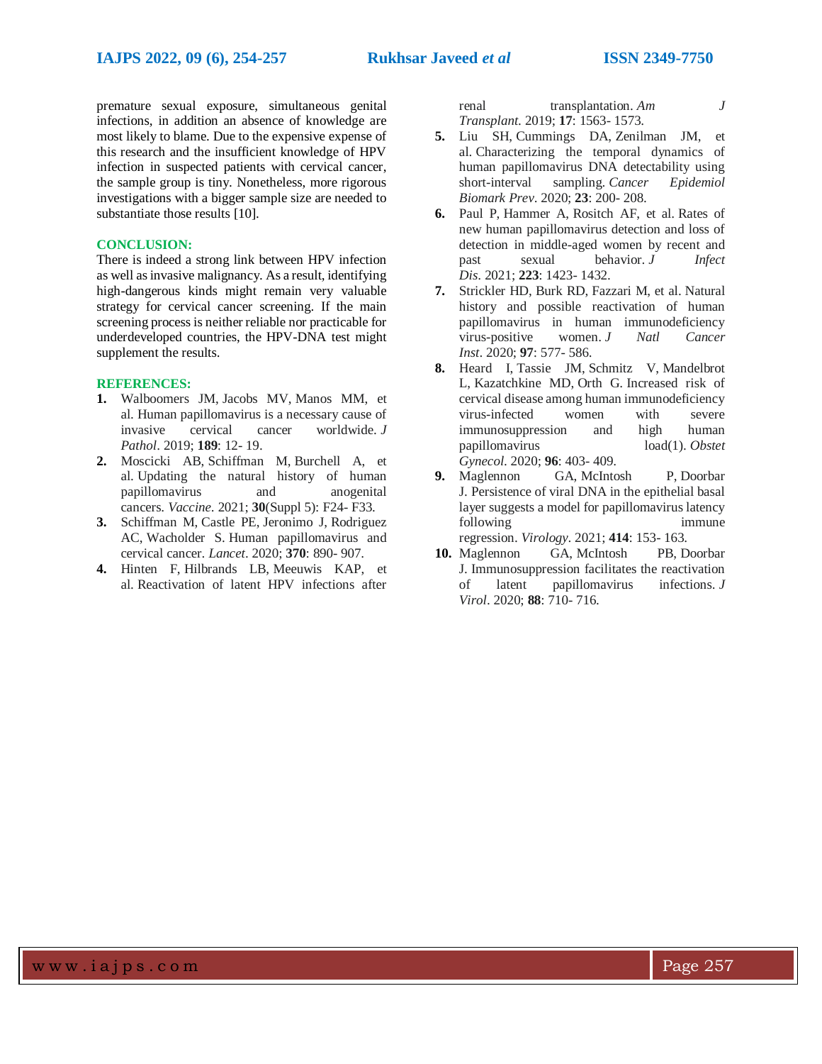premature sexual exposure, simultaneous genital infections, in addition an absence of knowledge are most likely to blame. Due to the expensive expense of this research and the insufficient knowledge of HPV infection in suspected patients with cervical cancer, the sample group is tiny. Nonetheless, more rigorous investigations with a bigger sample size are needed to substantiate those results [10].

## CONCLUSION:

There is indeed a strong link between HPV infection as well as invasive malignancy. As a result, identifying high-dangerous kinds might remain very valuable strategy for cervical cancer screening. If the main screening process is neither reliable nor practicable for underdeveloped countries, the HPV-DNA test might supplement the results.

## REFERENCES:

1. Walboomers JM, Jacobs MV, Manos MM, et al. Human papillomavirus is a necessary cause of invasive cervical cancer worldwide. *J Pathol*. 2019; **189**: 12- 19.
2. Moscicki AB, Schiffman M, Burchell A, et al. Updating the natural history of human papillomavirus and anogenital cancers. *Vaccine*. 2021; **30**(Suppl 5): F24- F33.
3. Schiffman M, Castle PE, Jeronimo J, Rodriguez AC, Wacholder S. Human papillomavirus and cervical cancer. *Lancet*. 2020; **370**: 890- 907.
4. Hinten F, Hilbrands LB, Meeuwis KAP, et al. Reactivation of latent HPV infections after renal transplantation. *Am J Transplant*. 2019; **17**: 1563- 1573.
5. Liu SH, Cummings DA, Zenilman JM, et al. Characterizing the temporal dynamics of human papillomavirus DNA detectability using short-interval sampling. *Cancer Epidemiol Biomark Prev*. 2020; **23**: 200- 208.
6. Paul P, Hammer A, Rositch AF, et al. Rates of new human papillomavirus detection and loss of detection in middle-aged women by recent and past sexual behavior. *J Infect Dis*. 2021; **223**: 1423- 1432.
7. Strickler HD, Burk RD, Fazzari M, et al. Natural history and possible reactivation of human papillomavirus in human immunodeficiency virus-positive women. *J Natl Cancer Inst*. 2020; **97**: 577- 586.
8. Heard I, Tassie JM, Schmitz V, Mandelbrot L, Kazatchkine MD, Orth G. Increased risk of cervical disease among human immunodeficiency virus-infected women with severe immunosuppression and high human papillomavirus load(1). *Obstet Gynecol*. 2020; **96**: 403- 409.
9. Maglennon GA, McIntosh P, Doorbar J. Persistence of viral DNA in the epithelial basal layer suggests a model for papillomavirus latency following immune regression. *Virology*. 2021; **414**: 153- 163.
10. Maglennon GA, McIntosh PB, Doorbar J. Immunosuppression facilitates the reactivation of latent papillomavirus infections. *J Virol*. 2020; **88**: 710- 716.